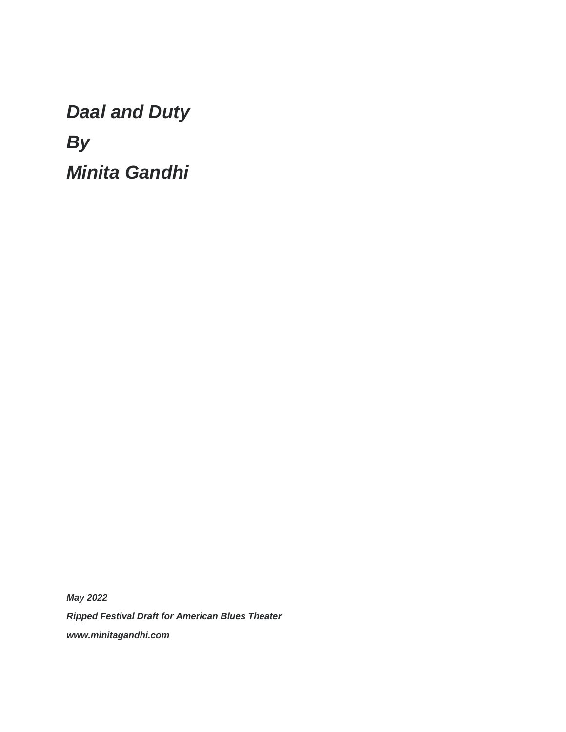# *Daal and Duty*

# *By*

# *Minita Gandhi*

***May 2022***

***Ripped Festival Draft for American Blues Theater***

***www.minitagandhi.com***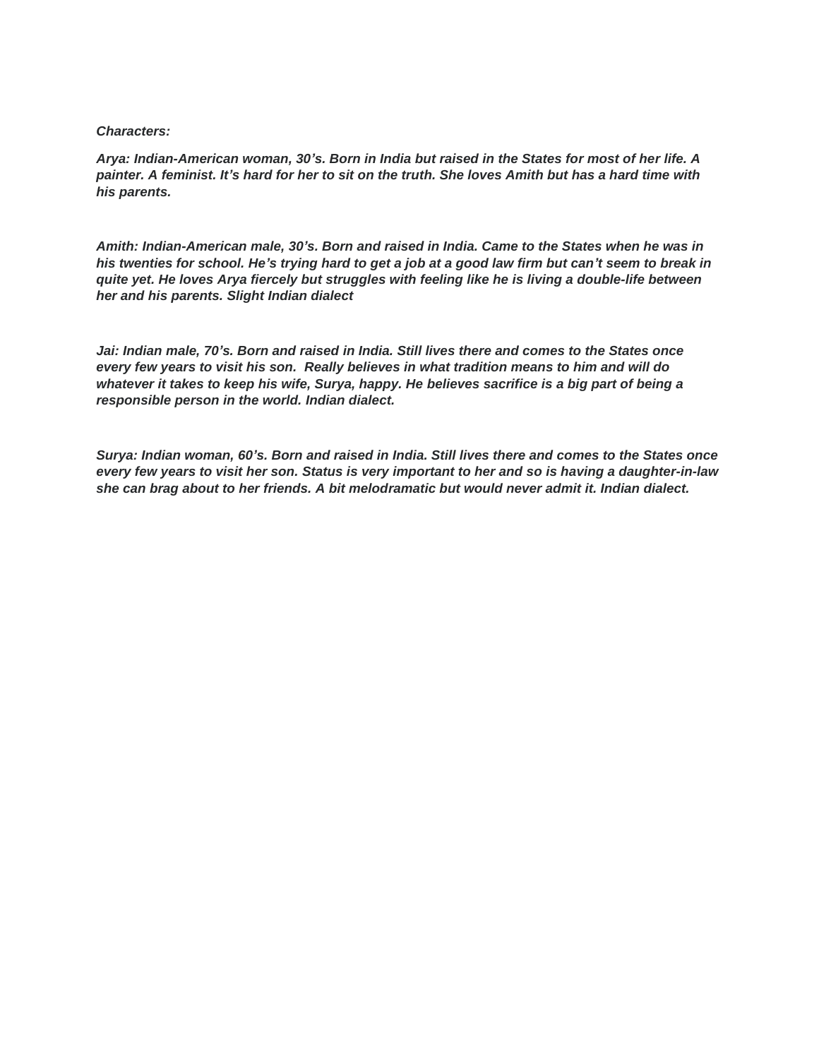***Characters:***

***Arya: Indian-American woman, 30's. Born in India but raised in the States for most of her life. A painter. A feminist. It's hard for her to sit on the truth. She loves Amith but has a hard time with his parents.***

***Amith: Indian-American male, 30's. Born and raised in India. Came to the States when he was in his twenties for school. He's trying hard to get a job at a good law firm but can't seem to break in quite yet. He loves Arya fiercely but struggles with feeling like he is living a double-life between her and his parents. Slight Indian dialect***

***Jai: Indian male, 70's. Born and raised in India. Still lives there and comes to the States once every few years to visit his son. Really believes in what tradition means to him and will do whatever it takes to keep his wife, Surya, happy. He believes sacrifice is a big part of being a responsible person in the world. Indian dialect.***

***Surya: Indian woman, 60's. Born and raised in India. Still lives there and comes to the States once every few years to visit her son. Status is very important to her and so is having a daughter-in-law she can brag about to her friends. A bit melodramatic but would never admit it. Indian dialect.***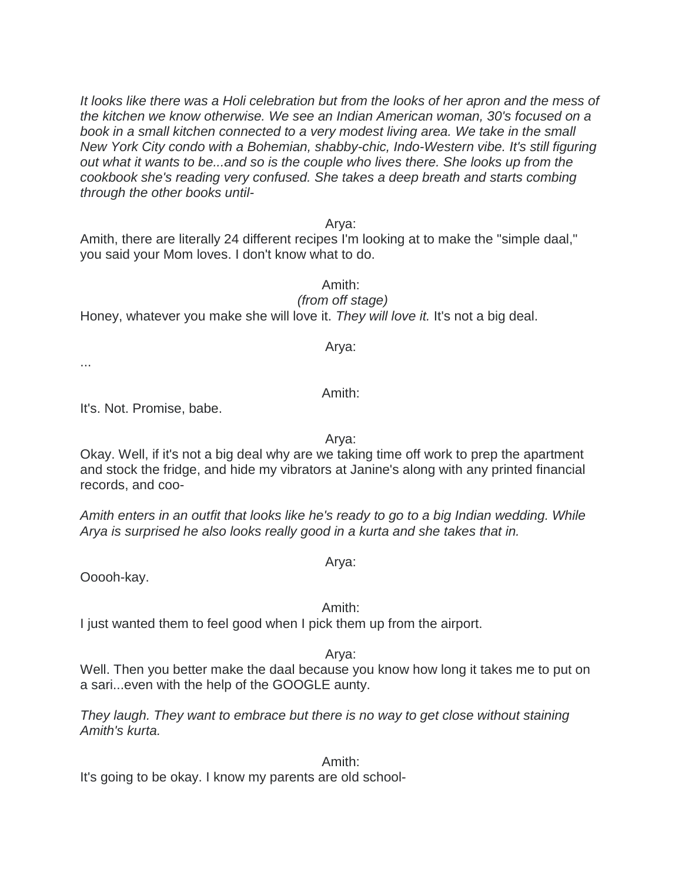*It looks like there was a Holi celebration but from the looks of her apron and the mess of the kitchen we know otherwise. We see an Indian American woman, 30's focused on a book in a small kitchen connected to a very modest living area. We take in the small New York City condo with a Bohemian, shabby-chic, Indo-Western vibe. It's still figuring out what it wants to be...and so is the couple who lives there. She looks up from the cookbook she's reading very confused. She takes a deep breath and starts combing through the other books until-*

Arya:

Amith, there are literally 24 different recipes I'm looking at to make the "simple daal," you said your Mom loves. I don't know what to do.

Amith:

*(from off stage)*

Honey, whatever you make she will love it. *They will love it.* It's not a big deal.

Arya:

...

Amith:

It's. Not. Promise, babe.

Arya:

Okay. Well, if it's not a big deal why are we taking time off work to prep the apartment and stock the fridge, and hide my vibrators at Janine's along with any printed financial records, and coo-

*Amith enters in an outfit that looks like he's ready to go to a big Indian wedding. While Arya is surprised he also looks really good in a kurta and she takes that in.*

Arya:

Ooooh-kay.

Amith:

I just wanted them to feel good when I pick them up from the airport.

Arya:

Well. Then you better make the daal because you know how long it takes me to put on a sari...even with the help of the GOOGLE aunty.

*They laugh. They want to embrace but there is no way to get close without staining Amith's kurta.*

Amith:

It's going to be okay. I know my parents are old school-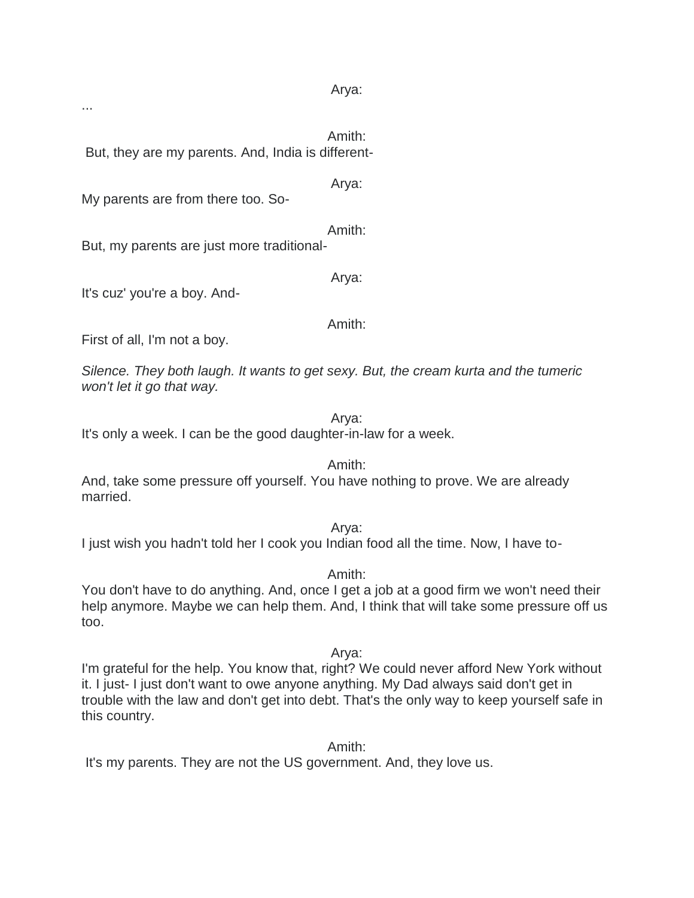Arya:

...

Amith:

But, they are my parents. And, India is different-

Arya:

My parents are from there too. So-

Amith:

But, my parents are just more traditional-

Arya:

It's cuz' you're a boy. And-

Amith:

First of all, I'm not a boy.

*Silence. They both laugh. It wants to get sexy. But, the cream kurta and the tumeric won't let it go that way.*

Arya:

It's only a week. I can be the good daughter-in-law for a week.

Amith:

And, take some pressure off yourself. You have nothing to prove. We are already married.

Arya:

I just wish you hadn't told her I cook you Indian food all the time. Now, I have to-

Amith:

You don't have to do anything. And, once I get a job at a good firm we won't need their help anymore. Maybe we can help them. And, I think that will take some pressure off us too.

Arya:

I'm grateful for the help. You know that, right? We could never afford New York without it. I just- I just don't want to owe anyone anything. My Dad always said don't get in trouble with the law and don't get into debt. That's the only way to keep yourself safe in this country.

Amith:

It's my parents. They are not the US government. And, they love us.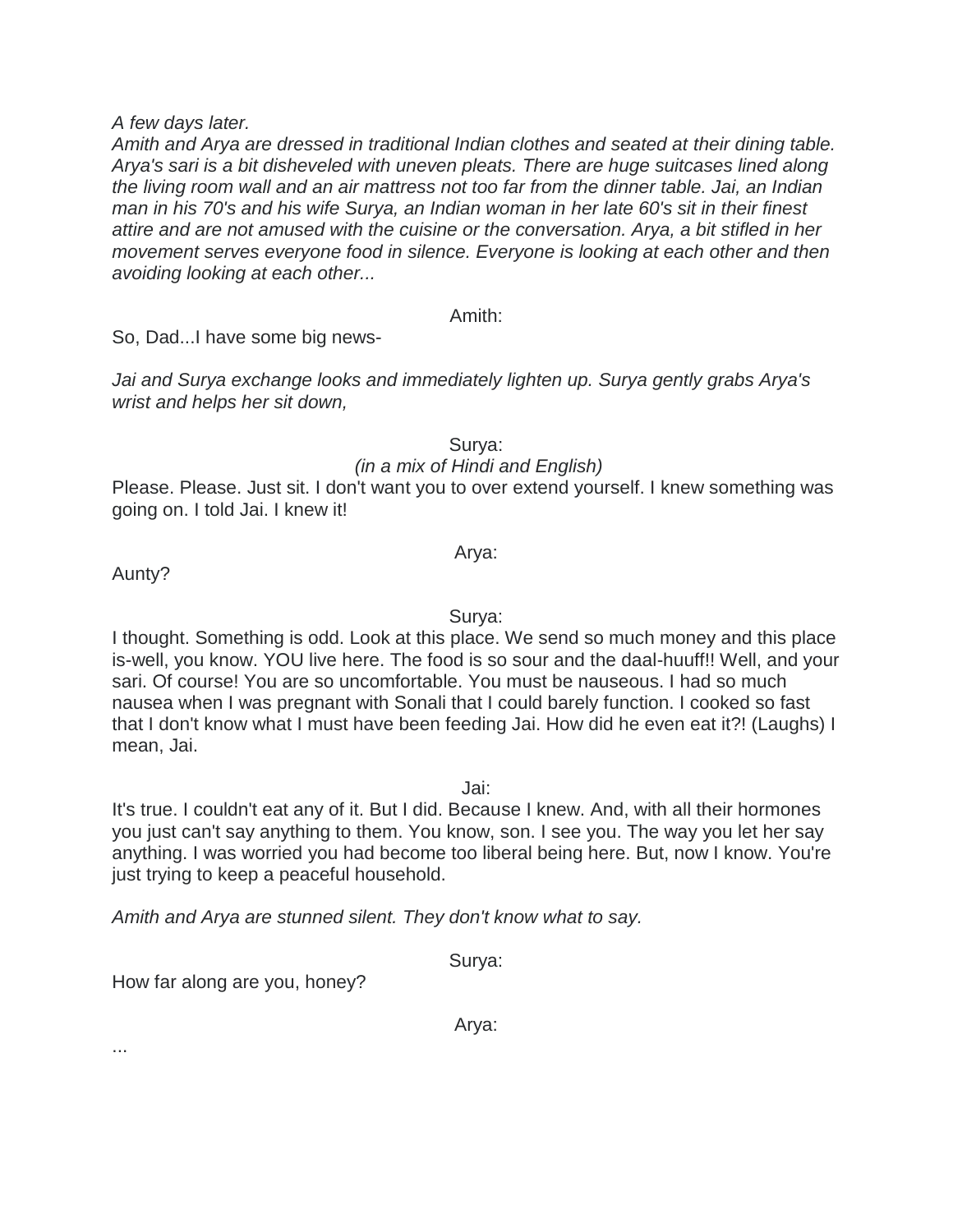*A few days later.*
*Amith and Arya are dressed in traditional Indian clothes and seated at their dining table. Arya's sari is a bit disheveled with uneven pleats. There are huge suitcases lined along the living room wall and an air mattress not too far from the dinner table. Jai, an Indian man in his 70's and his wife Surya, an Indian woman in her late 60's sit in their finest attire and are not amused with the cuisine or the conversation. Arya, a bit stifled in her movement serves everyone food in silence. Everyone is looking at each other and then avoiding looking at each other...*

Amith:

So, Dad...I have some big news-

*Jai and Surya exchange looks and immediately lighten up. Surya gently grabs Arya's wrist and helps her sit down,*

Surya:
*(in a mix of Hindi and English)*

Please. Please. Just sit. I don't want you to over extend yourself. I knew something was going on. I told Jai. I knew it!

Arya:

Aunty?

Surya:

I thought. Something is odd. Look at this place. We send so much money and this place is-well, you know. YOU live here. The food is so sour and the daal-huuff!! Well, and your sari. Of course! You are so uncomfortable. You must be nauseous. I had so much nausea when I was pregnant with Sonali that I could barely function. I cooked so fast that I don't know what I must have been feeding Jai. How did he even eat it?! (Laughs) I mean, Jai.

Jai:

It's true. I couldn't eat any of it. But I did. Because I knew. And, with all their hormones you just can't say anything to them. You know, son. I see you. The way you let her say anything. I was worried you had become too liberal being here. But, now I know. You're just trying to keep a peaceful household.

*Amith and Arya are stunned silent. They don't know what to say.*

Surya:

How far along are you, honey?

Arya:

...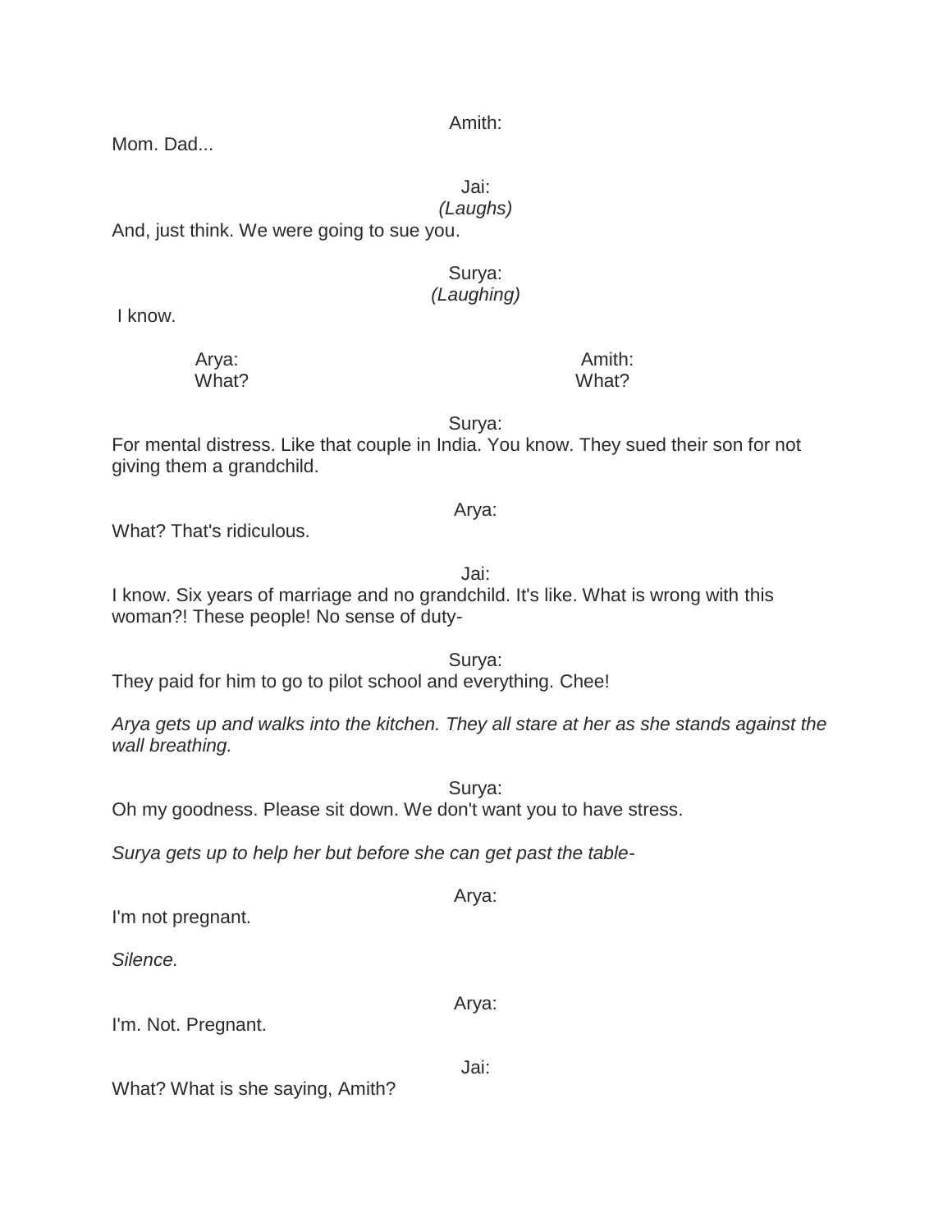Amith:

Mom. Dad...

Jai:
*(Laughs)*

And, just think. We were going to sue you.

Surya:
*(Laughing)*

I know.

Arya: What?

Amith: What?

Surya:

For mental distress. Like that couple in India. You know. They sued their son for not giving them a grandchild.

Arya:

What? That's ridiculous.

Jai:

I know. Six years of marriage and no grandchild. It's like. What is wrong with this woman?! These people! No sense of duty-

Surya:

They paid for him to go to pilot school and everything. Chee!

*Arya gets up and walks into the kitchen. They all stare at her as she stands against the wall breathing.*

Surya:

Oh my goodness. Please sit down. We don't want you to have stress.

*Surya gets up to help her but before she can get past the table-*

Arya:

I'm not pregnant.

*Silence.*

Arya:

I'm. Not. Pregnant.

Jai:

What? What is she saying, Amith?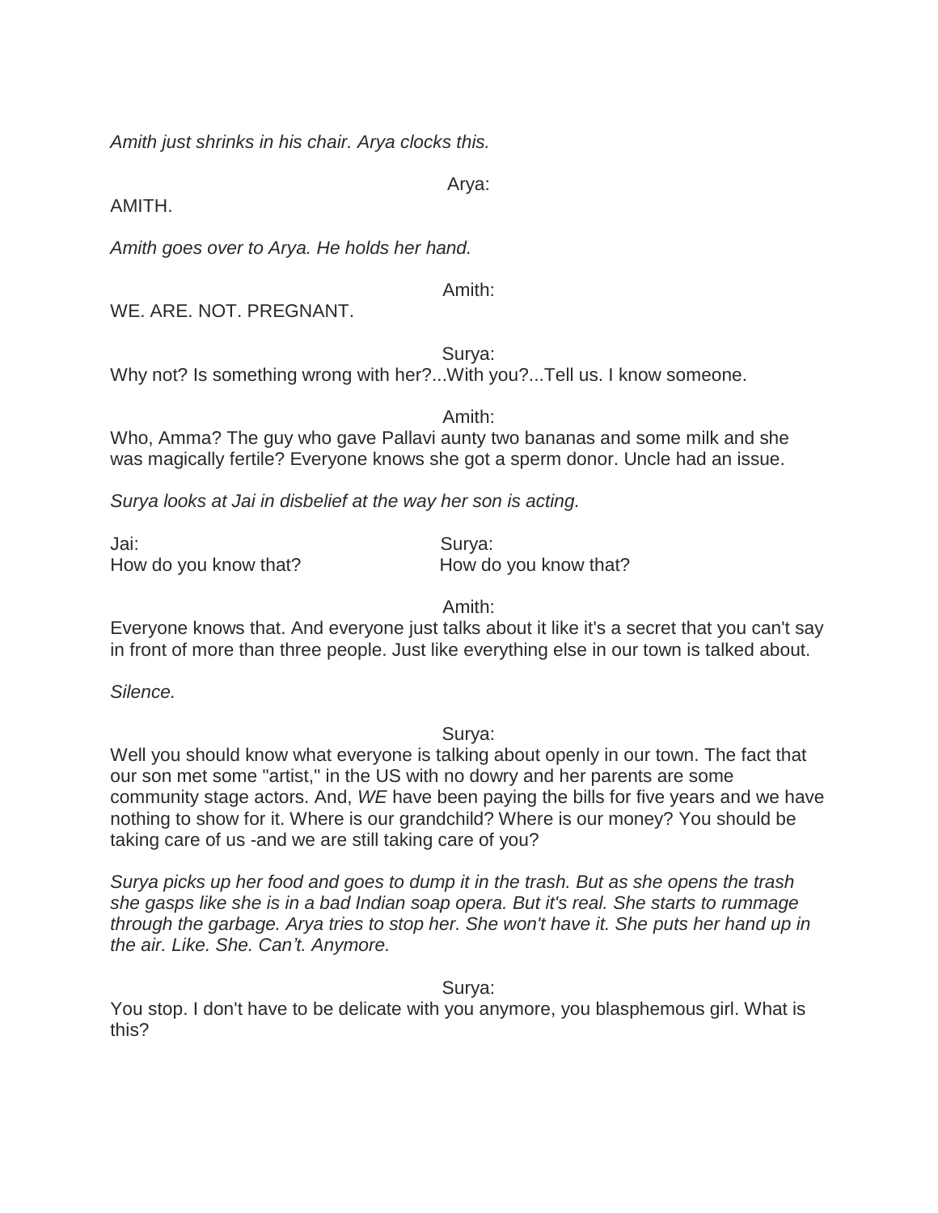*Amith just shrinks in his chair. Arya clocks this.*

Arya:

AMITH.

*Amith goes over to Arya. He holds her hand.*

Amith:

WE. ARE. NOT. PREGNANT.

Surya:

Why not? Is something wrong with her?...With you?...Tell us. I know someone.

Amith:

Who, Amma? The guy who gave Pallavi aunty two bananas and some milk and she was magically fertile? Everyone knows she got a sperm donor. Uncle had an issue.

*Surya looks at Jai in disbelief at the way her son is acting.*

| Jai: | Surya: |
| --- | --- |
| How do you know that? | How do you know that? |

Amith:

Everyone knows that. And everyone just talks about it like it's a secret that you can't say in front of more than three people. Just like everything else in our town is talked about.

*Silence.*

Surya:

Well you should know what everyone is talking about openly in our town. The fact that our son met some "artist," in the US with no dowry and her parents are some community stage actors. And, *WE* have been paying the bills for five years and we have nothing to show for it. Where is our grandchild? Where is our money? You should be taking care of us -and we are still taking care of you?

*Surya picks up her food and goes to dump it in the trash. But as she opens the trash she gasps like she is in a bad Indian soap opera. But it's real. She starts to rummage through the garbage. Arya tries to stop her. She won't have it. She puts her hand up in the air. Like. She. Can't. Anymore.*

Surya:

You stop. I don't have to be delicate with you anymore, you blasphemous girl. What is this?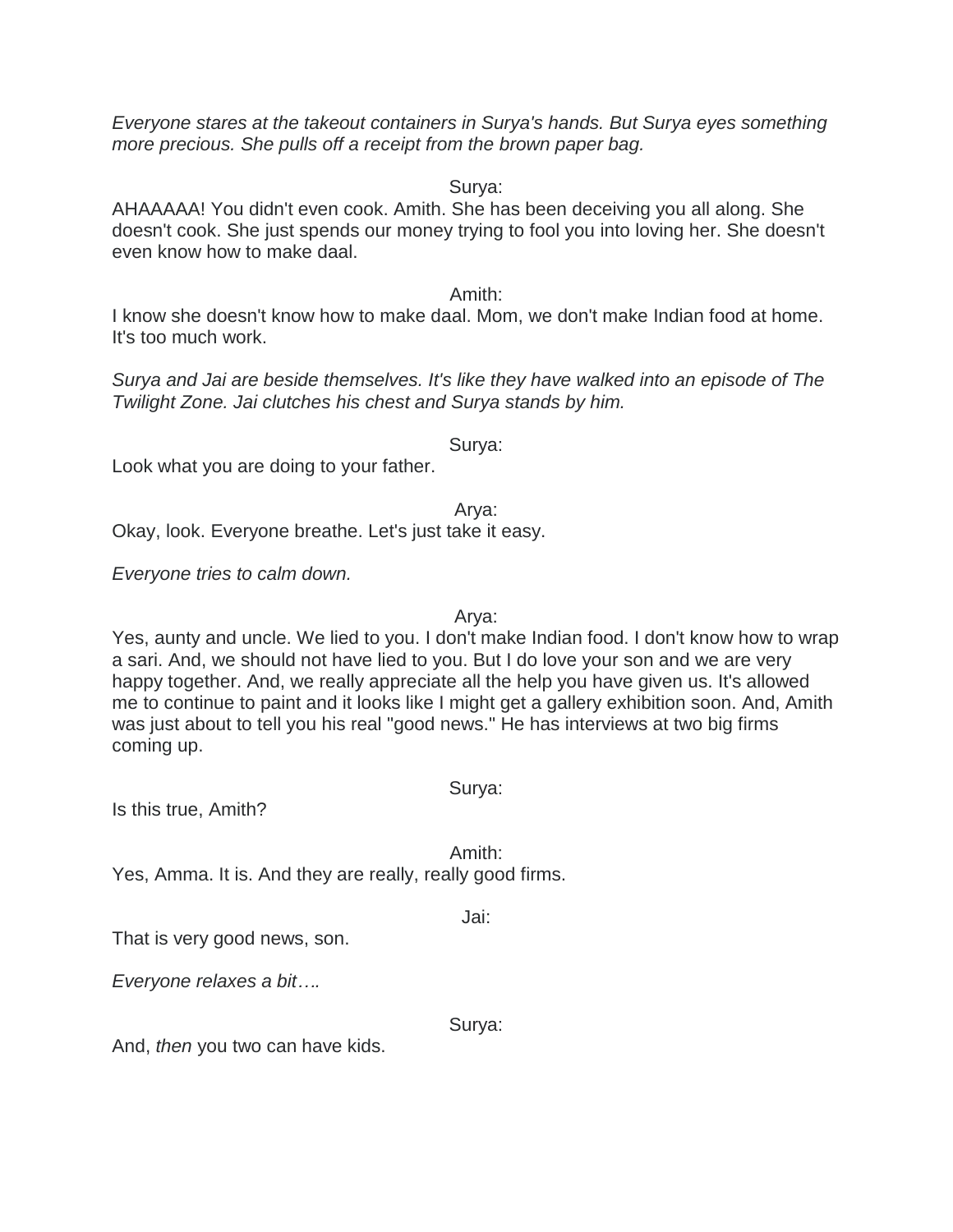*Everyone stares at the takeout containers in Surya's hands. But Surya eyes something more precious. She pulls off a receipt from the brown paper bag.*

Surya:

AHAAAAA! You didn't even cook. Amith. She has been deceiving you all along. She doesn't cook. She just spends our money trying to fool you into loving her. She doesn't even know how to make daal.

Amith:

I know she doesn't know how to make daal. Mom, we don't make Indian food at home. It's too much work.

*Surya and Jai are beside themselves. It's like they have walked into an episode of The Twilight Zone. Jai clutches his chest and Surya stands by him.*

Surya:

Look what you are doing to your father.

Arya:

Okay, look. Everyone breathe. Let's just take it easy.

*Everyone tries to calm down.*

Arya:

Yes, aunty and uncle. We lied to you. I don't make Indian food. I don't know how to wrap a sari. And, we should not have lied to you. But I do love your son and we are very happy together. And, we really appreciate all the help you have given us. It's allowed me to continue to paint and it looks like I might get a gallery exhibition soon. And, Amith was just about to tell you his real "good news." He has interviews at two big firms coming up.

Surya:

Is this true, Amith?

Amith:

Yes, Amma. It is. And they are really, really good firms.

Jai:

That is very good news, son.

*Everyone relaxes a bit….*

Surya:

And, *then* you two can have kids.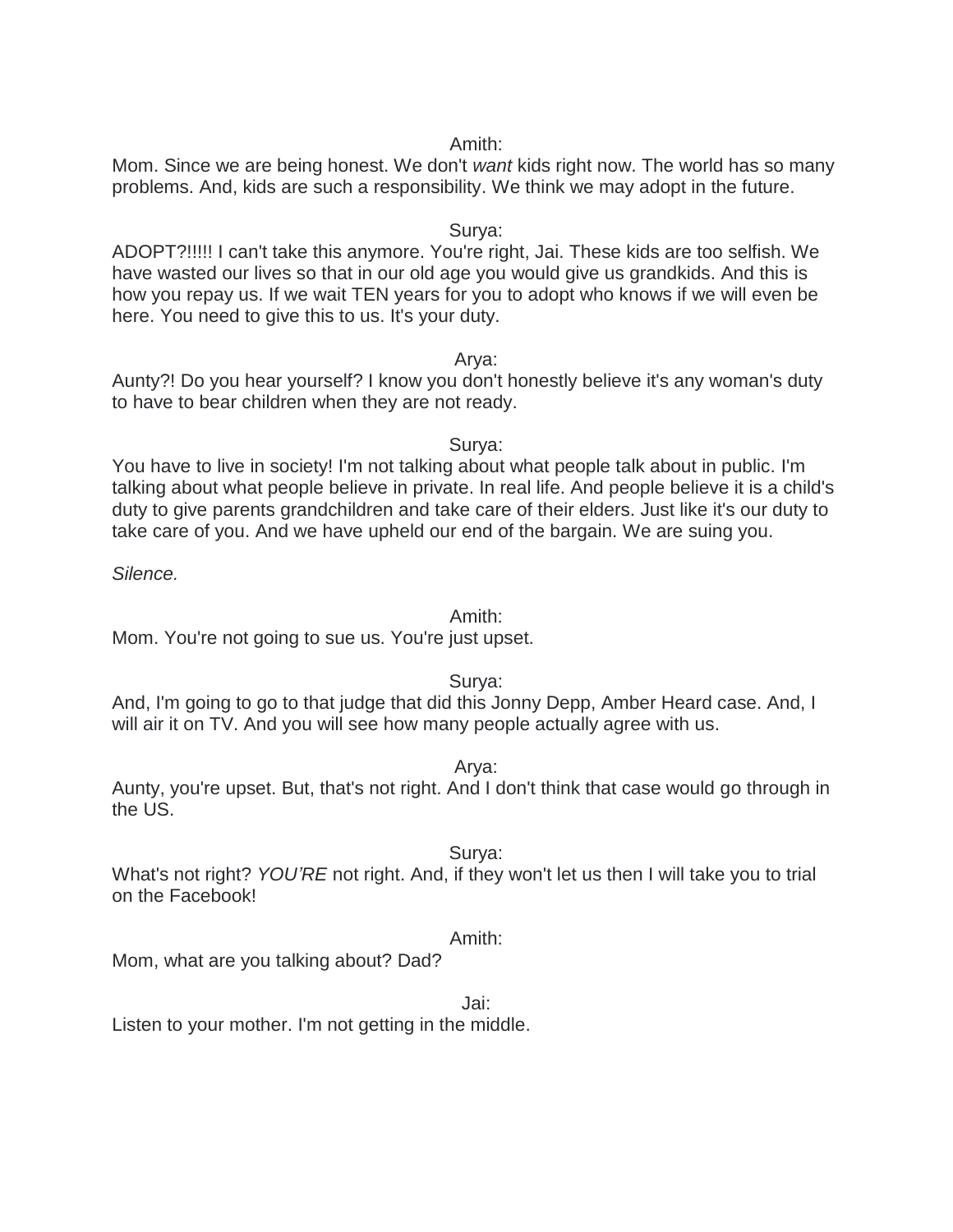Amith:

Mom. Since we are being honest. We don't *want* kids right now. The world has so many problems. And, kids are such a responsibility. We think we may adopt in the future.

Surya:

ADOPT?!!!!! I can't take this anymore. You're right, Jai. These kids are too selfish. We have wasted our lives so that in our old age you would give us grandkids. And this is how you repay us. If we wait TEN years for you to adopt who knows if we will even be here. You need to give this to us. It's your duty.

Arya:

Aunty?! Do you hear yourself? I know you don't honestly believe it's any woman's duty to have to bear children when they are not ready.

Surya:

You have to live in society! I'm not talking about what people talk about in public. I'm talking about what people believe in private. In real life. And people believe it is a child's duty to give parents grandchildren and take care of their elders. Just like it's our duty to take care of you. And we have upheld our end of the bargain. We are suing you.

*Silence.*

Amith:

Mom. You're not going to sue us. You're just upset.

Surya:

And, I'm going to go to that judge that did this Jonny Depp, Amber Heard case. And, I will air it on TV. And you will see how many people actually agree with us.

Arya:

Aunty, you're upset. But, that's not right. And I don't think that case would go through in the US.

Surya:

What's not right? *YOU'RE* not right. And, if they won't let us then I will take you to trial on the Facebook!

Amith:

Mom, what are you talking about? Dad?

Jai:

Listen to your mother. I'm not getting in the middle.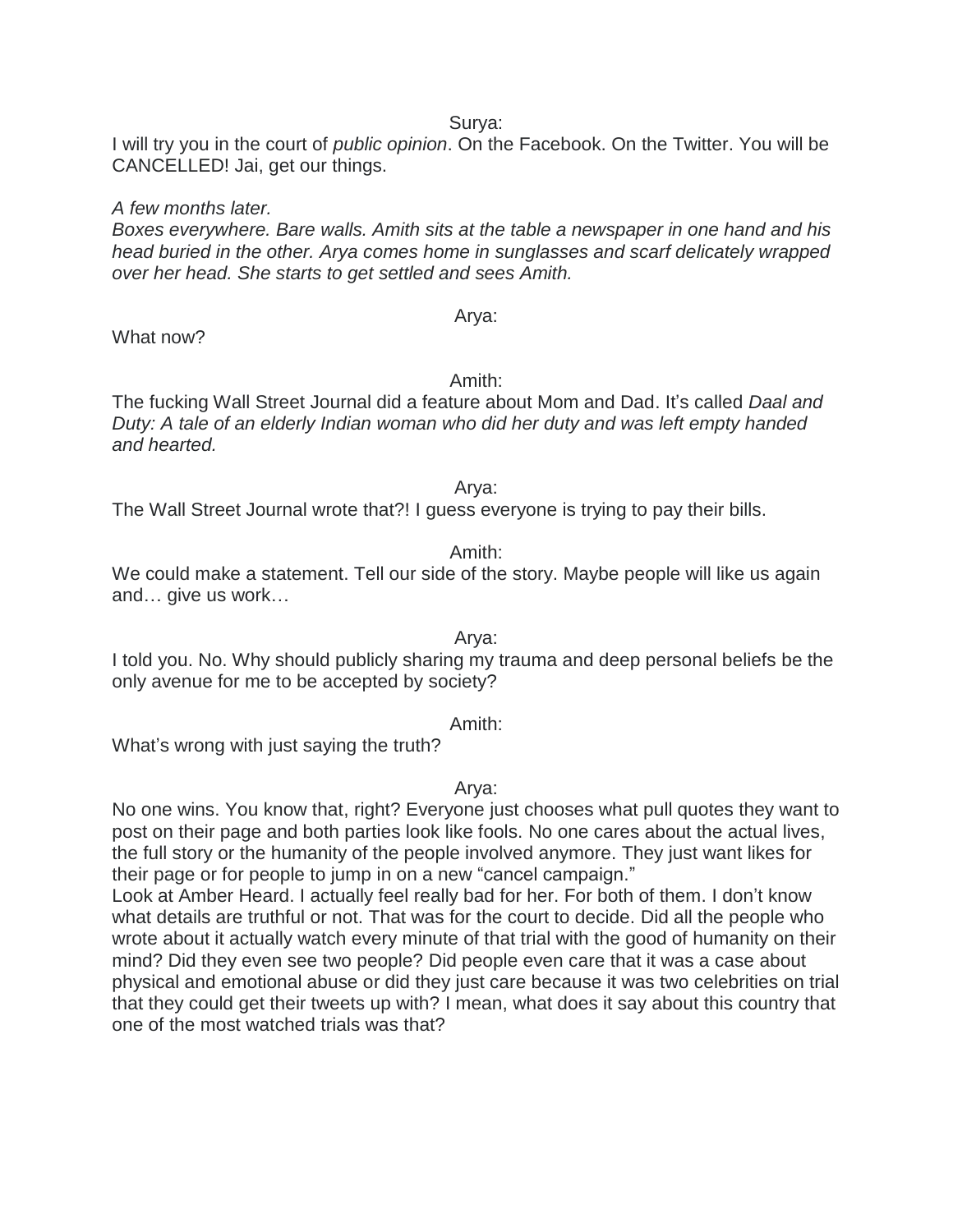Surya:

I will try you in the court of *public opinion*. On the Facebook. On the Twitter. You will be CANCELLED! Jai, get our things.

*A few months later.*
*Boxes everywhere. Bare walls. Amith sits at the table a newspaper in one hand and his head buried in the other. Arya comes home in sunglasses and scarf delicately wrapped over her head. She starts to get settled and sees Amith.*

Arya:

What now?

Amith:

The fucking Wall Street Journal did a feature about Mom and Dad. It's called *Daal and Duty: A tale of an elderly Indian woman who did her duty and was left empty handed and hearted.*

Arya:

The Wall Street Journal wrote that?! I guess everyone is trying to pay their bills.

Amith:

We could make a statement. Tell our side of the story. Maybe people will like us again and… give us work…

Arya:

I told you. No. Why should publicly sharing my trauma and deep personal beliefs be the only avenue for me to be accepted by society?

Amith:

What's wrong with just saying the truth?

Arya:

No one wins. You know that, right? Everyone just chooses what pull quotes they want to post on their page and both parties look like fools. No one cares about the actual lives, the full story or the humanity of the people involved anymore. They just want likes for their page or for people to jump in on a new "cancel campaign."
Look at Amber Heard. I actually feel really bad for her. For both of them. I don't know what details are truthful or not. That was for the court to decide. Did all the people who wrote about it actually watch every minute of that trial with the good of humanity on their mind? Did they even see two people? Did people even care that it was a case about physical and emotional abuse or did they just care because it was two celebrities on trial that they could get their tweets up with? I mean, what does it say about this country that one of the most watched trials was that?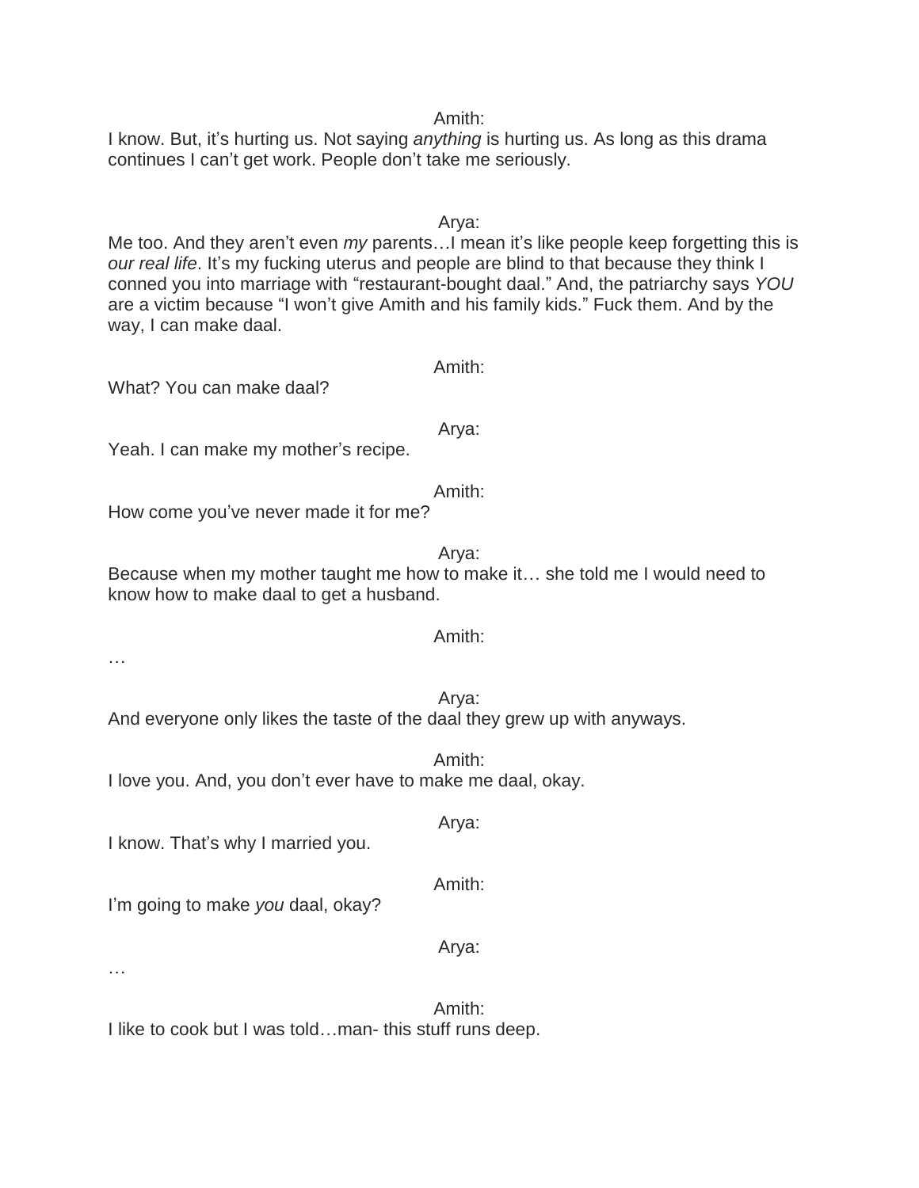Amith:

I know. But, it's hurting us. Not saying *anything* is hurting us. As long as this drama continues I can't get work. People don't take me seriously.

Arya:

Me too. And they aren't even *my* parents…I mean it's like people keep forgetting this is *our real life*. It's my fucking uterus and people are blind to that because they think I conned you into marriage with "restaurant-bought daal." And, the patriarchy says *YOU* are a victim because "I won't give Amith and his family kids." Fuck them. And by the way, I can make daal.

Amith:

What? You can make daal?

Arya:

Yeah. I can make my mother's recipe.

Amith:

How come you've never made it for me?

Arya:

Because when my mother taught me how to make it… she told me I would need to know how to make daal to get a husband.

Amith:

…

Arya:

And everyone only likes the taste of the daal they grew up with anyways.

Amith:

I love you. And, you don't ever have to make me daal, okay.

Arya:

I know. That's why I married you.

Amith:

I'm going to make *you* daal, okay?

Arya:

…

Amith:

I like to cook but I was told…man- this stuff runs deep.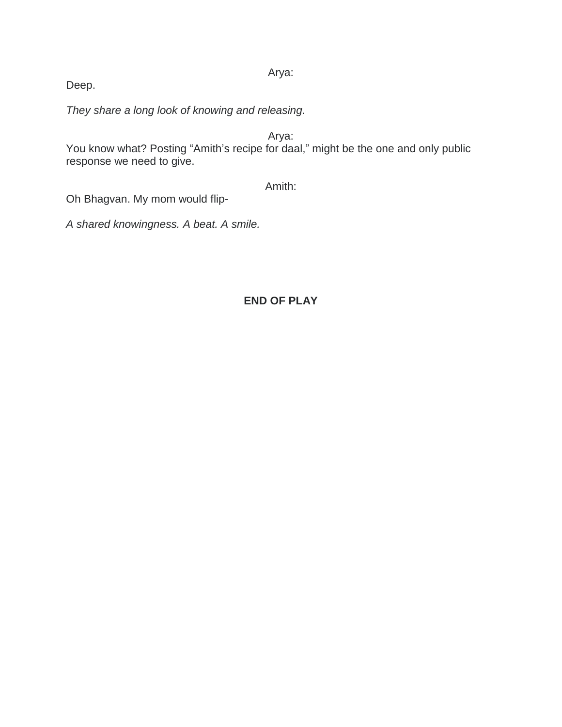Arya:

Deep.

*They share a long look of knowing and releasing.*

Arya:

You know what? Posting "Amith's recipe for daal," might be the one and only public response we need to give.

Amith:

Oh Bhagvan. My mom would flip-

*A shared knowingness. A beat. A smile.*

**END OF PLAY**